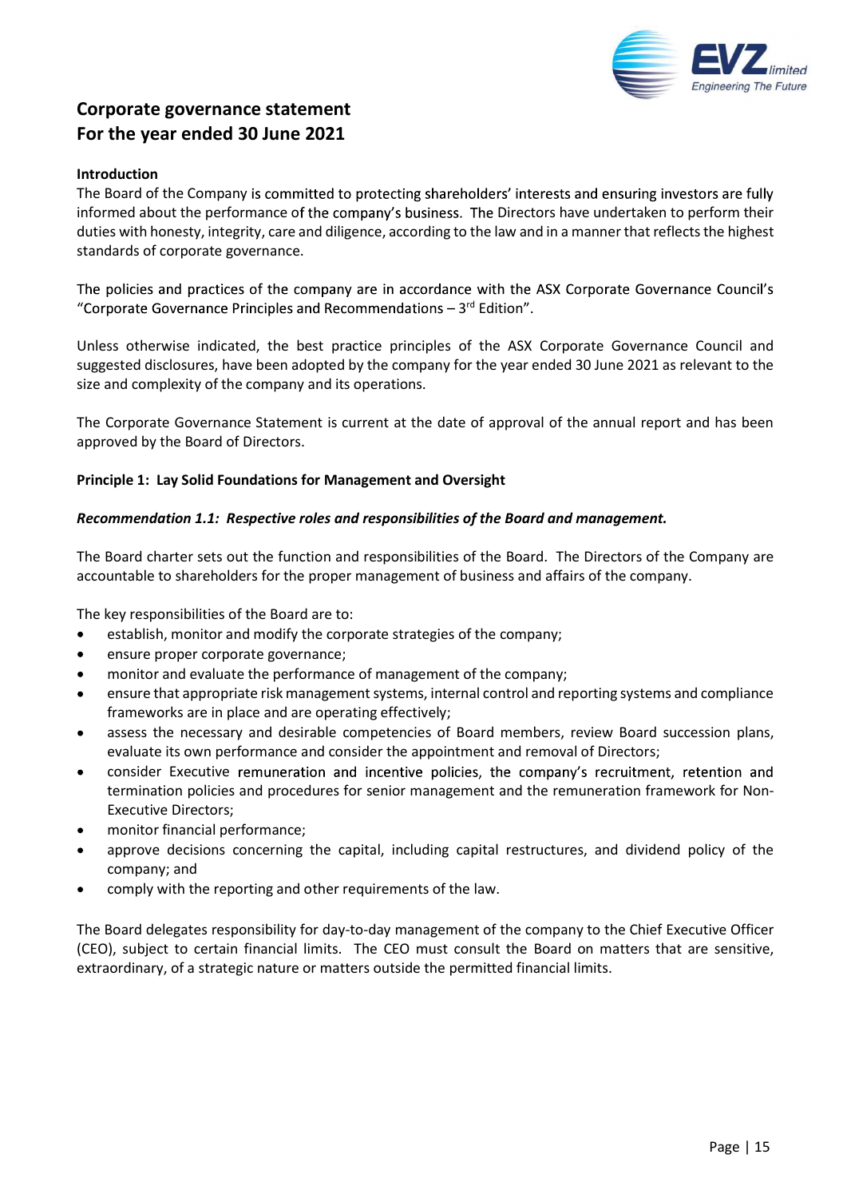# Corporate governance statement
# For the year ended 30 June 2021

## Introduction

The Board of the Company is committed to protecting shareholders' interests and ensuring investors are fully informed about the performance of the company's business. The Directors have undertaken to perform their duties with honesty, integrity, care and diligence, according to the law and in a manner that reflects the highest standards of corporate governance.

The policies and practices of the company are in accordance with the ASX Corporate Governance Council's "Corporate Governance Principles and Recommendations – 3rd Edition".

Unless otherwise indicated, the best practice principles of the ASX Corporate Governance Council and suggested disclosures, have been adopted by the company for the year ended 30 June 2021 as relevant to the size and complexity of the company and its operations.

The Corporate Governance Statement is current at the date of approval of the annual report and has been approved by the Board of Directors.

## Principle 1: Lay Solid Foundations for Management and Oversight

### *Recommendation 1.1: Respective roles and responsibilities of the Board and management.*

The Board charter sets out the function and responsibilities of the Board. The Directors of the Company are accountable to shareholders for the proper management of business and affairs of the company.

The key responsibilities of the Board are to:

- establish, monitor and modify the corporate strategies of the company;
- ensure proper corporate governance;
- monitor and evaluate the performance of management of the company;
- ensure that appropriate risk management systems, internal control and reporting systems and compliance frameworks are in place and are operating effectively;
- assess the necessary and desirable competencies of Board members, review Board succession plans, evaluate its own performance and consider the appointment and removal of Directors;
- consider Executive remuneration and incentive policies, the company's recruitment, retention and termination policies and procedures for senior management and the remuneration framework for Non-Executive Directors;
- monitor financial performance;
- approve decisions concerning the capital, including capital restructures, and dividend policy of the company; and
- comply with the reporting and other requirements of the law.

The Board delegates responsibility for day-to-day management of the company to the Chief Executive Officer (CEO), subject to certain financial limits. The CEO must consult the Board on matters that are sensitive, extraordinary, of a strategic nature or matters outside the permitted financial limits.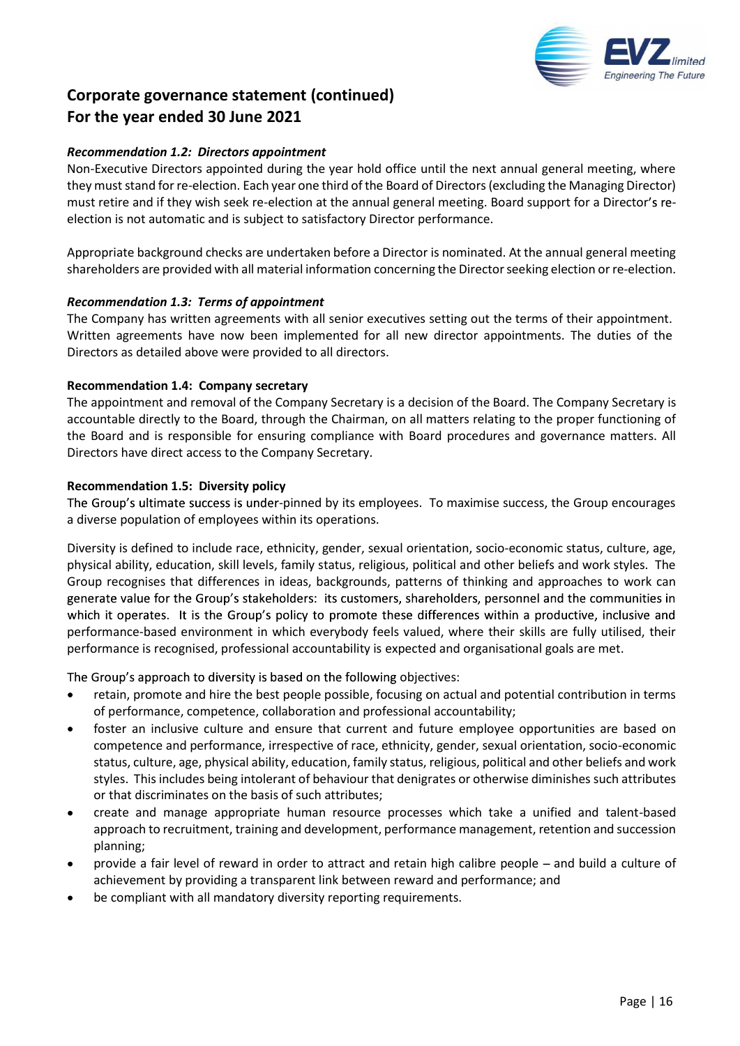## Corporate governance statement (continued)
## For the year ended 30 June 2021

***Recommendation 1.2: Directors appointment***

Non-Executive Directors appointed during the year hold office until the next annual general meeting, where they must stand for re-election. Each year one third of the Board of Directors (excluding the Managing Director) must retire and if they wish seek re-election at the annual general meeting. Board support for a Director's re-election is not automatic and is subject to satisfactory Director performance.

Appropriate background checks are undertaken before a Director is nominated. At the annual general meeting shareholders are provided with all material information concerning the Director seeking election or re-election.

***Recommendation 1.3: Terms of appointment***

The Company has written agreements with all senior executives setting out the terms of their appointment. Written agreements have now been implemented for all new director appointments. The duties of the Directors as detailed above were provided to all directors.

**Recommendation 1.4: Company secretary**

The appointment and removal of the Company Secretary is a decision of the Board. The Company Secretary is accountable directly to the Board, through the Chairman, on all matters relating to the proper functioning of the Board and is responsible for ensuring compliance with Board procedures and governance matters. All Directors have direct access to the Company Secretary.

**Recommendation 1.5: Diversity policy**

The Group's ultimate success is under-pinned by its employees. To maximise success, the Group encourages a diverse population of employees within its operations.

Diversity is defined to include race, ethnicity, gender, sexual orientation, socio-economic status, culture, age, physical ability, education, skill levels, family status, religious, political and other beliefs and work styles. The Group recognises that differences in ideas, backgrounds, patterns of thinking and approaches to work can generate value for the Group's stakeholders: its customers, shareholders, personnel and the communities in which it operates. It is the Group's policy to promote these differences within a productive, inclusive and performance-based environment in which everybody feels valued, where their skills are fully utilised, their performance is recognised, professional accountability is expected and organisational goals are met.

The Group's approach to diversity is based on the following objectives:

- retain, promote and hire the best people possible, focusing on actual and potential contribution in terms of performance, competence, collaboration and professional accountability;
- foster an inclusive culture and ensure that current and future employee opportunities are based on competence and performance, irrespective of race, ethnicity, gender, sexual orientation, socio-economic status, culture, age, physical ability, education, family status, religious, political and other beliefs and work styles. This includes being intolerant of behaviour that denigrates or otherwise diminishes such attributes or that discriminates on the basis of such attributes;
- create and manage appropriate human resource processes which take a unified and talent-based approach to recruitment, training and development, performance management, retention and succession planning;
- provide a fair level of reward in order to attract and retain high calibre people – and build a culture of achievement by providing a transparent link between reward and performance; and
- be compliant with all mandatory diversity reporting requirements.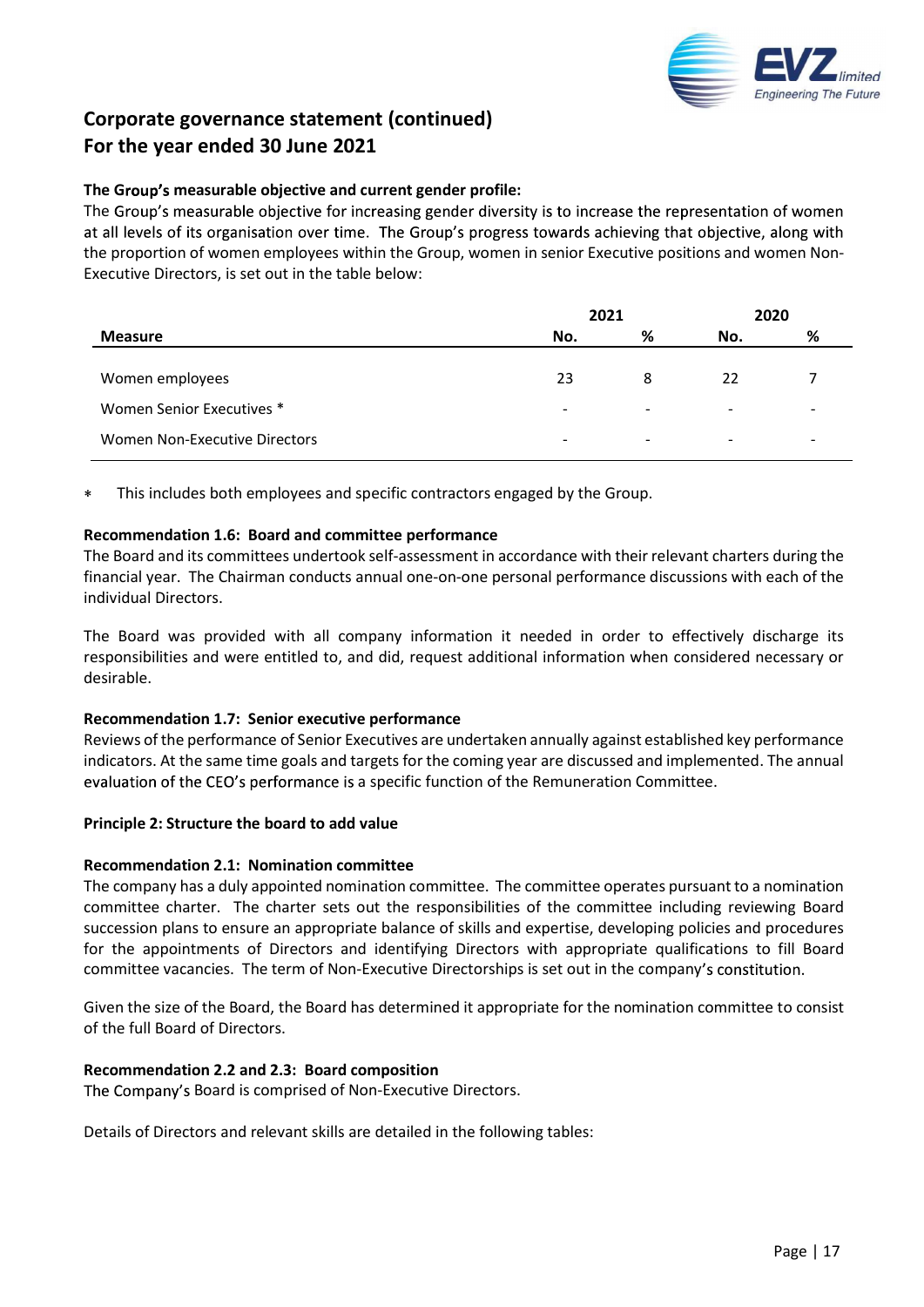# Corporate governance statement (continued)
# For the year ended 30 June 2021

**The Group's measurable objective and current gender profile:**

The Group's measurable objective for increasing gender diversity is to increase the representation of women at all levels of its organisation over time. The Group's progress towards achieving that objective, along with the proportion of women employees within the Group, women in senior Executive positions and women Non-Executive Directors, is set out in the table below:

| | 2021 | | 2020 | |
|---|---|---|---|---|
| **Measure** | **No.** | **%** | **No.** | **%** |
| Women employees | 23 | 8 | 22 | 7 |
| Women Senior Executives * | - | - | - | - |
| Women Non-Executive Directors | - | - | - | - |

* This includes both employees and specific contractors engaged by the Group.

**Recommendation 1.6: Board and committee performance**

The Board and its committees undertook self-assessment in accordance with their relevant charters during the financial year. The Chairman conducts annual one-on-one personal performance discussions with each of the individual Directors.

The Board was provided with all company information it needed in order to effectively discharge its responsibilities and were entitled to, and did, request additional information when considered necessary or desirable.

**Recommendation 1.7: Senior executive performance**

Reviews of the performance of Senior Executives are undertaken annually against established key performance indicators. At the same time goals and targets for the coming year are discussed and implemented. The annual evaluation of the CEO's performance is a specific function of the Remuneration Committee.

**Principle 2: Structure the board to add value**

**Recommendation 2.1: Nomination committee**

The company has a duly appointed nomination committee. The committee operates pursuant to a nomination committee charter. The charter sets out the responsibilities of the committee including reviewing Board succession plans to ensure an appropriate balance of skills and expertise, developing policies and procedures for the appointments of Directors and identifying Directors with appropriate qualifications to fill Board committee vacancies. The term of Non-Executive Directorships is set out in the company's constitution.

Given the size of the Board, the Board has determined it appropriate for the nomination committee to consist of the full Board of Directors.

**Recommendation 2.2 and 2.3: Board composition**

The Company's Board is comprised of Non-Executive Directors.

Details of Directors and relevant skills are detailed in the following tables: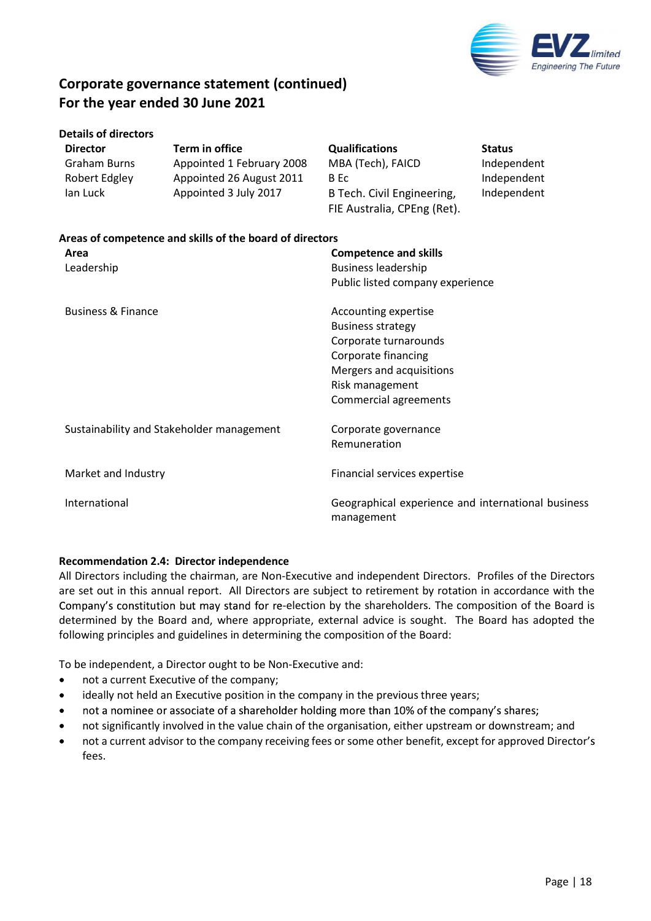# Corporate governance statement (continued)
# For the year ended 30 June 2021

### Details of directors

| Director | Term in office | Qualifications | Status |
|---|---|---|---|
| Graham Burns | Appointed 1 February 2008 | MBA (Tech), FAICD | Independent |
| Robert Edgley | Appointed 26 August 2011 | B Ec | Independent |
| Ian Luck | Appointed 3 July 2017 | B Tech. Civil Engineering, FIE Australia, CPEng (Ret). | Independent |

### Areas of competence and skills of the board of directors

| Area | Competence and skills |
|---|---|
| Leadership | Business leadership<br>Public listed company experience |
| Business & Finance | Accounting expertise<br>Business strategy<br>Corporate turnarounds<br>Corporate financing<br>Mergers and acquisitions<br>Risk management<br>Commercial agreements |
| Sustainability and Stakeholder management | Corporate governance<br>Remuneration |
| Market and Industry | Financial services expertise |
| International | Geographical experience and international business management |

### Recommendation 2.4: Director independence

All Directors including the chairman, are Non-Executive and independent Directors. Profiles of the Directors are set out in this annual report. All Directors are subject to retirement by rotation in accordance with the Company's constitution but may stand for re-election by the shareholders. The composition of the Board is determined by the Board and, where appropriate, external advice is sought. The Board has adopted the following principles and guidelines in determining the composition of the Board:

To be independent, a Director ought to be Non-Executive and:

- not a current Executive of the company;
- ideally not held an Executive position in the company in the previous three years;
- not a nominee or associate of a shareholder holding more than 10% of the company's shares;
- not significantly involved in the value chain of the organisation, either upstream or downstream; and
- not a current advisor to the company receiving fees or some other benefit, except for approved Director's fees.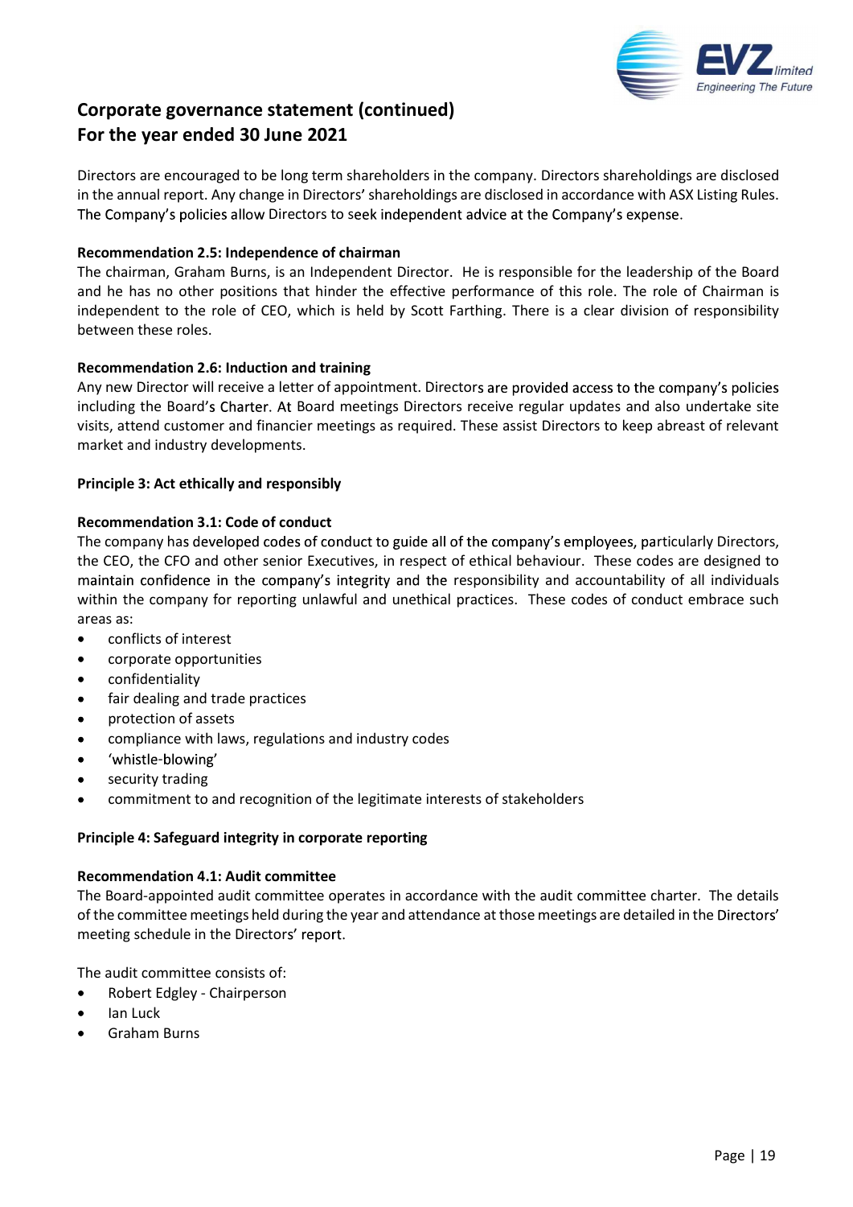# Corporate governance statement (continued)
# For the year ended 30 June 2021

Directors are encouraged to be long term shareholders in the company. Directors shareholdings are disclosed in the annual report. Any change in Directors' shareholdings are disclosed in accordance with ASX Listing Rules. The Company's policies allow Directors to seek independent advice at the Company's expense.

**Recommendation 2.5: Independence of chairman**
The chairman, Graham Burns, is an Independent Director. He is responsible for the leadership of the Board and he has no other positions that hinder the effective performance of this role. The role of Chairman is independent to the role of CEO, which is held by Scott Farthing. There is a clear division of responsibility between these roles.

**Recommendation 2.6: Induction and training**
Any new Director will receive a letter of appointment. Directors are provided access to the company's policies including the Board's Charter. At Board meetings Directors receive regular updates and also undertake site visits, attend customer and financier meetings as required. These assist Directors to keep abreast of relevant market and industry developments.

**Principle 3: Act ethically and responsibly**

**Recommendation 3.1: Code of conduct**
The company has developed codes of conduct to guide all of the company's employees, particularly Directors, the CEO, the CFO and other senior Executives, in respect of ethical behaviour. These codes are designed to maintain confidence in the company's integrity and the responsibility and accountability of all individuals within the company for reporting unlawful and unethical practices. These codes of conduct embrace such areas as:

- conflicts of interest
- corporate opportunities
- confidentiality
- fair dealing and trade practices
- protection of assets
- compliance with laws, regulations and industry codes
- 'whistle-blowing'
- security trading
- commitment to and recognition of the legitimate interests of stakeholders

**Principle 4: Safeguard integrity in corporate reporting**

**Recommendation 4.1: Audit committee**
The Board-appointed audit committee operates in accordance with the audit committee charter. The details of the committee meetings held during the year and attendance at those meetings are detailed in the Directors' meeting schedule in the Directors' report.

The audit committee consists of:

- Robert Edgley - Chairperson
- Ian Luck
- Graham Burns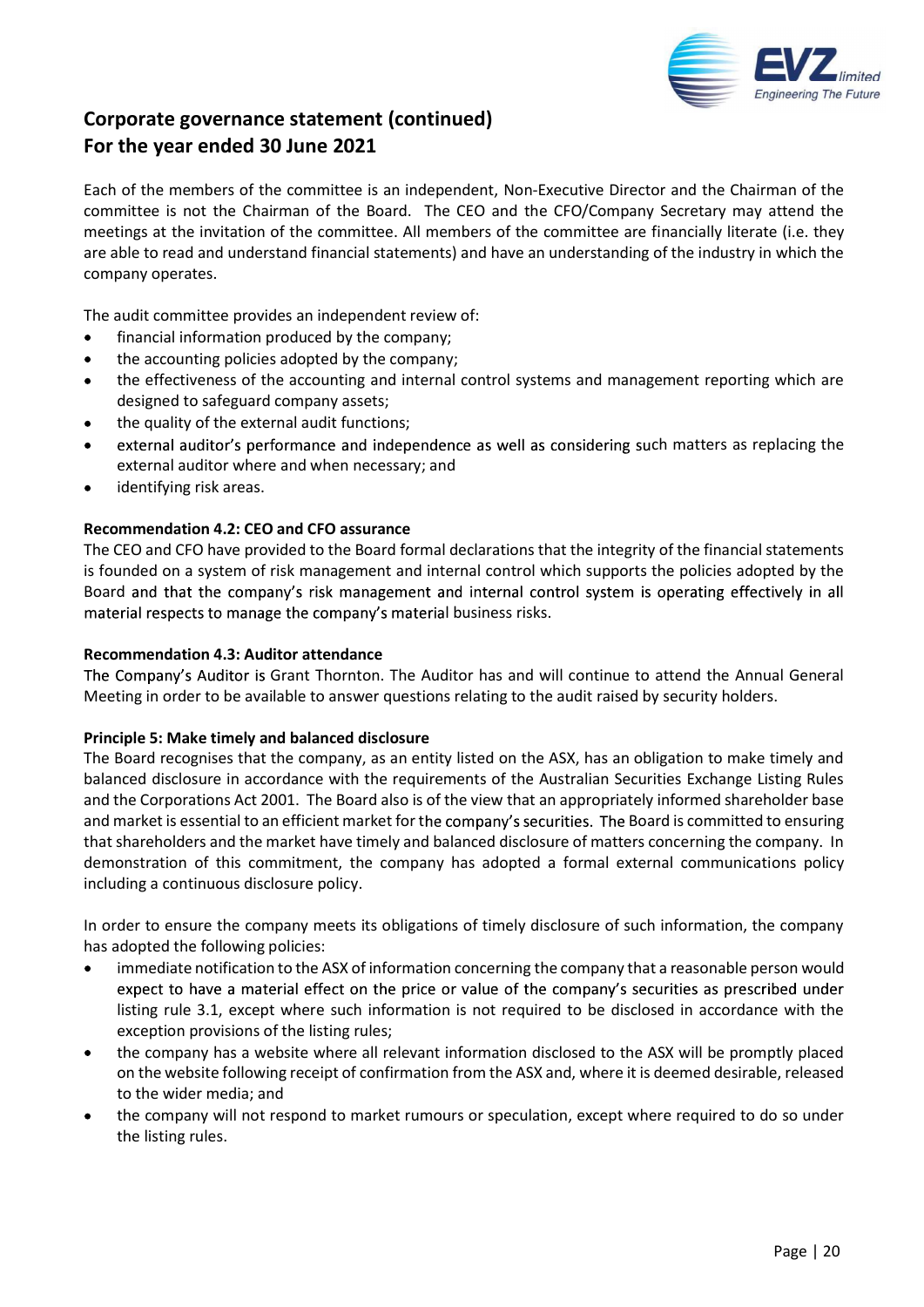## Corporate governance statement (continued)
## For the year ended 30 June 2021

Each of the members of the committee is an independent, Non-Executive Director and the Chairman of the committee is not the Chairman of the Board. The CEO and the CFO/Company Secretary may attend the meetings at the invitation of the committee. All members of the committee are financially literate (i.e. they are able to read and understand financial statements) and have an understanding of the industry in which the company operates.

The audit committee provides an independent review of:

- financial information produced by the company;
- the accounting policies adopted by the company;
- the effectiveness of the accounting and internal control systems and management reporting which are designed to safeguard company assets;
- the quality of the external audit functions;
- external auditor's performance and independence as well as considering such matters as replacing the external auditor where and when necessary; and
- identifying risk areas.

**Recommendation 4.2: CEO and CFO assurance**

The CEO and CFO have provided to the Board formal declarations that the integrity of the financial statements is founded on a system of risk management and internal control which supports the policies adopted by the Board and that the company's risk management and internal control system is operating effectively in all material respects to manage the company's material business risks.

**Recommendation 4.3: Auditor attendance**

The Company's Auditor is Grant Thornton. The Auditor has and will continue to attend the Annual General Meeting in order to be available to answer questions relating to the audit raised by security holders.

**Principle 5: Make timely and balanced disclosure**

The Board recognises that the company, as an entity listed on the ASX, has an obligation to make timely and balanced disclosure in accordance with the requirements of the Australian Securities Exchange Listing Rules and the Corporations Act 2001. The Board also is of the view that an appropriately informed shareholder base and market is essential to an efficient market for the company's securities. The Board is committed to ensuring that shareholders and the market have timely and balanced disclosure of matters concerning the company. In demonstration of this commitment, the company has adopted a formal external communications policy including a continuous disclosure policy.

In order to ensure the company meets its obligations of timely disclosure of such information, the company has adopted the following policies:

- immediate notification to the ASX of information concerning the company that a reasonable person would expect to have a material effect on the price or value of the company's securities as prescribed under listing rule 3.1, except where such information is not required to be disclosed in accordance with the exception provisions of the listing rules;
- the company has a website where all relevant information disclosed to the ASX will be promptly placed on the website following receipt of confirmation from the ASX and, where it is deemed desirable, released to the wider media; and
- the company will not respond to market rumours or speculation, except where required to do so under the listing rules.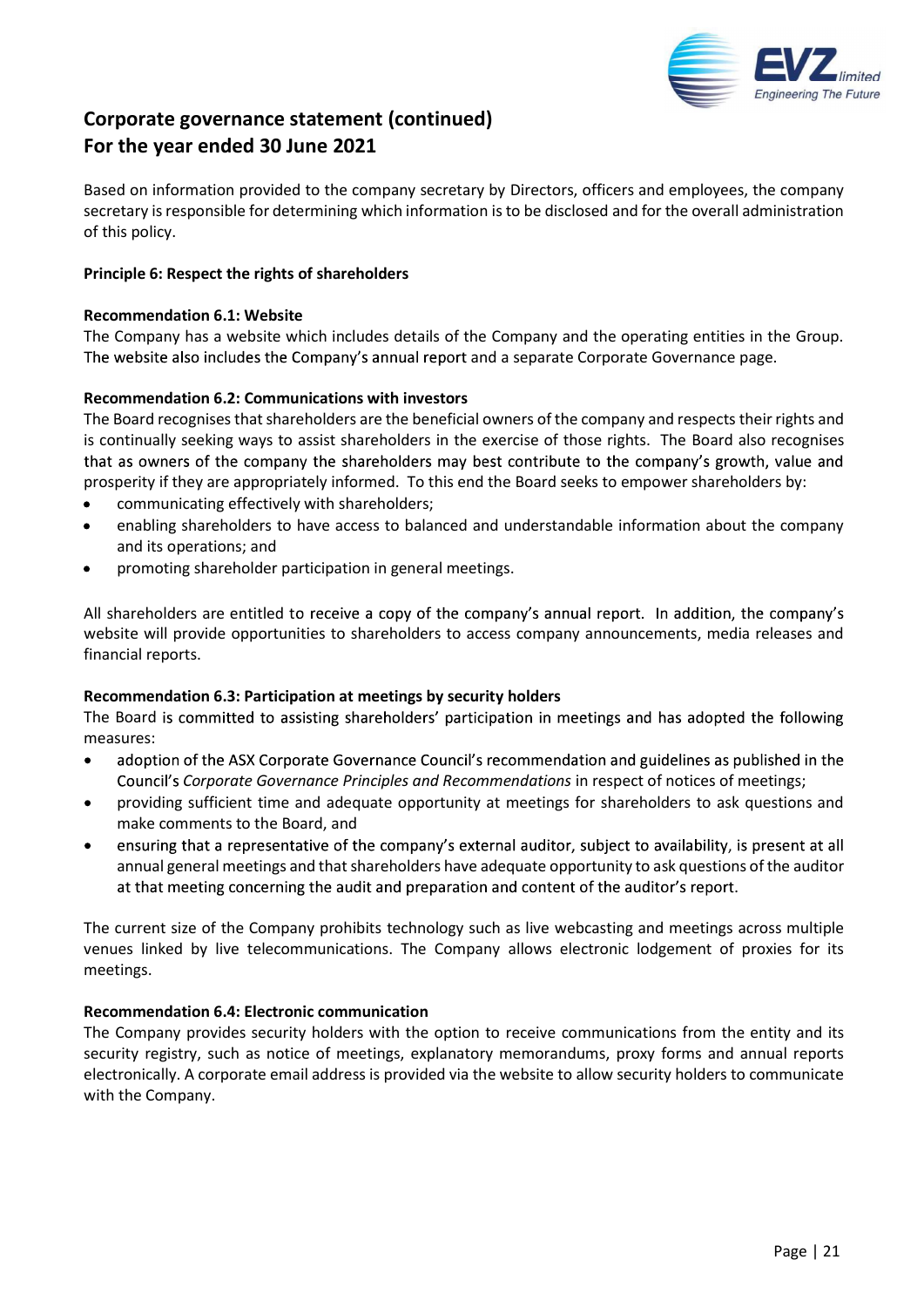# Corporate governance statement (continued)
# For the year ended 30 June 2021

Based on information provided to the company secretary by Directors, officers and employees, the company secretary is responsible for determining which information is to be disclosed and for the overall administration of this policy.

**Principle 6: Respect the rights of shareholders**

**Recommendation 6.1: Website**

The Company has a website which includes details of the Company and the operating entities in the Group. The website also includes the Company's annual report and a separate Corporate Governance page.

**Recommendation 6.2: Communications with investors**

The Board recognises that shareholders are the beneficial owners of the company and respects their rights and is continually seeking ways to assist shareholders in the exercise of those rights. The Board also recognises that as owners of the company the shareholders may best contribute to the company's growth, value and prosperity if they are appropriately informed. To this end the Board seeks to empower shareholders by:

- communicating effectively with shareholders;
- enabling shareholders to have access to balanced and understandable information about the company and its operations; and
- promoting shareholder participation in general meetings.

All shareholders are entitled to receive a copy of the company's annual report. In addition, the company's website will provide opportunities to shareholders to access company announcements, media releases and financial reports.

**Recommendation 6.3: Participation at meetings by security holders**

The Board is committed to assisting shareholders' participation in meetings and has adopted the following measures:

- adoption of the ASX Corporate Governance Council's recommendation and guidelines as published in the Council's *Corporate Governance Principles and Recommendations* in respect of notices of meetings;
- providing sufficient time and adequate opportunity at meetings for shareholders to ask questions and make comments to the Board, and
- ensuring that a representative of the company's external auditor, subject to availability, is present at all annual general meetings and that shareholders have adequate opportunity to ask questions of the auditor at that meeting concerning the audit and preparation and content of the auditor's report.

The current size of the Company prohibits technology such as live webcasting and meetings across multiple venues linked by live telecommunications. The Company allows electronic lodgement of proxies for its meetings.

**Recommendation 6.4: Electronic communication**

The Company provides security holders with the option to receive communications from the entity and its security registry, such as notice of meetings, explanatory memorandums, proxy forms and annual reports electronically. A corporate email address is provided via the website to allow security holders to communicate with the Company.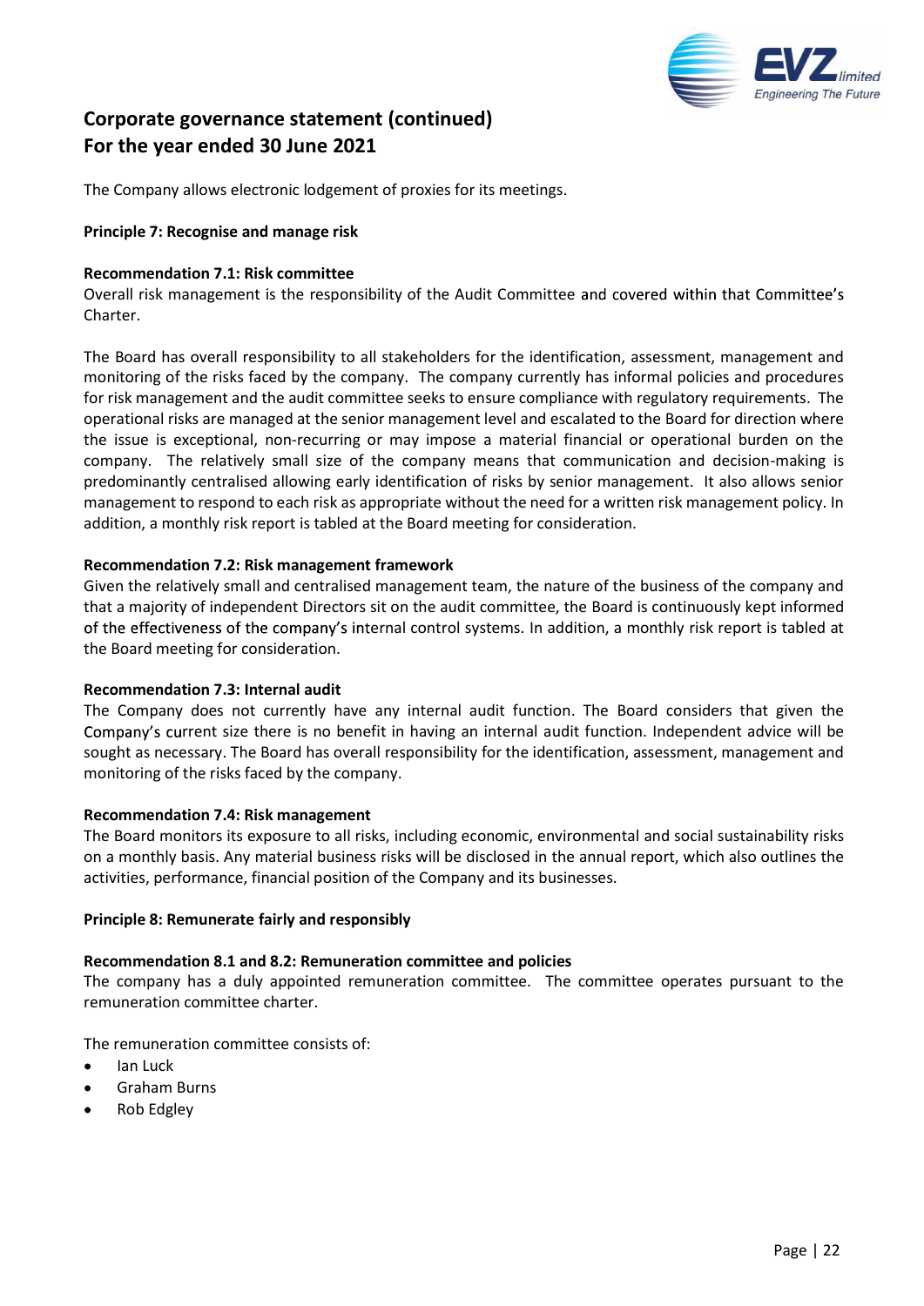# Corporate governance statement (continued)
# For the year ended 30 June 2021

The Company allows electronic lodgement of proxies for its meetings.

**Principle 7: Recognise and manage risk**

**Recommendation 7.1: Risk committee**
Overall risk management is the responsibility of the Audit Committee and covered within that Committee's Charter.

The Board has overall responsibility to all stakeholders for the identification, assessment, management and monitoring of the risks faced by the company. The company currently has informal policies and procedures for risk management and the audit committee seeks to ensure compliance with regulatory requirements. The operational risks are managed at the senior management level and escalated to the Board for direction where the issue is exceptional, non-recurring or may impose a material financial or operational burden on the company. The relatively small size of the company means that communication and decision-making is predominantly centralised allowing early identification of risks by senior management. It also allows senior management to respond to each risk as appropriate without the need for a written risk management policy. In addition, a monthly risk report is tabled at the Board meeting for consideration.

**Recommendation 7.2: Risk management framework**
Given the relatively small and centralised management team, the nature of the business of the company and that a majority of independent Directors sit on the audit committee, the Board is continuously kept informed of the effectiveness of the company's internal control systems. In addition, a monthly risk report is tabled at the Board meeting for consideration.

**Recommendation 7.3: Internal audit**
The Company does not currently have any internal audit function. The Board considers that given the Company's current size there is no benefit in having an internal audit function. Independent advice will be sought as necessary. The Board has overall responsibility for the identification, assessment, management and monitoring of the risks faced by the company.

**Recommendation 7.4: Risk management**
The Board monitors its exposure to all risks, including economic, environmental and social sustainability risks on a monthly basis. Any material business risks will be disclosed in the annual report, which also outlines the activities, performance, financial position of the Company and its businesses.

**Principle 8: Remunerate fairly and responsibly**

**Recommendation 8.1 and 8.2: Remuneration committee and policies**
The company has a duly appointed remuneration committee. The committee operates pursuant to the remuneration committee charter.

The remuneration committee consists of:

- Ian Luck
- Graham Burns
- Rob Edgley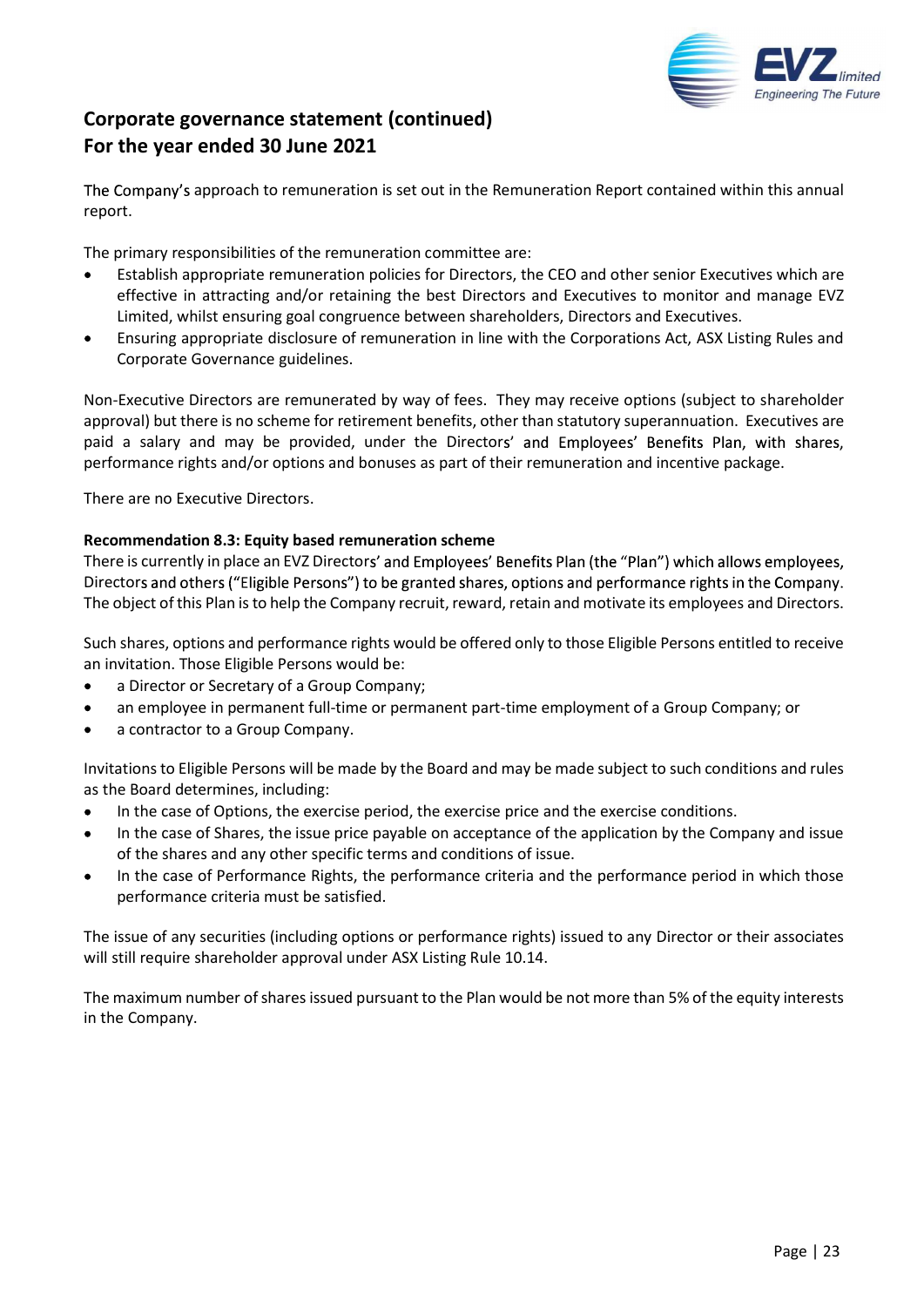# Corporate governance statement (continued)
# For the year ended 30 June 2021

The Company's approach to remuneration is set out in the Remuneration Report contained within this annual report.

The primary responsibilities of the remuneration committee are:

- Establish appropriate remuneration policies for Directors, the CEO and other senior Executives which are effective in attracting and/or retaining the best Directors and Executives to monitor and manage EVZ Limited, whilst ensuring goal congruence between shareholders, Directors and Executives.
- Ensuring appropriate disclosure of remuneration in line with the Corporations Act, ASX Listing Rules and Corporate Governance guidelines.

Non-Executive Directors are remunerated by way of fees. They may receive options (subject to shareholder approval) but there is no scheme for retirement benefits, other than statutory superannuation. Executives are paid a salary and may be provided, under the Directors' and Employees' Benefits Plan, with shares, performance rights and/or options and bonuses as part of their remuneration and incentive package.

There are no Executive Directors.

**Recommendation 8.3: Equity based remuneration scheme**

There is currently in place an EVZ Directors' and Employees' Benefits Plan (the "Plan") which allows employees, Directors and others ("Eligible Persons") to be granted shares, options and performance rights in the Company. The object of this Plan is to help the Company recruit, reward, retain and motivate its employees and Directors.

Such shares, options and performance rights would be offered only to those Eligible Persons entitled to receive an invitation. Those Eligible Persons would be:

- a Director or Secretary of a Group Company;
- an employee in permanent full-time or permanent part-time employment of a Group Company; or
- a contractor to a Group Company.

Invitations to Eligible Persons will be made by the Board and may be made subject to such conditions and rules as the Board determines, including:

- In the case of Options, the exercise period, the exercise price and the exercise conditions.
- In the case of Shares, the issue price payable on acceptance of the application by the Company and issue of the shares and any other specific terms and conditions of issue.
- In the case of Performance Rights, the performance criteria and the performance period in which those performance criteria must be satisfied.

The issue of any securities (including options or performance rights) issued to any Director or their associates will still require shareholder approval under ASX Listing Rule 10.14.

The maximum number of shares issued pursuant to the Plan would be not more than 5% of the equity interests in the Company.